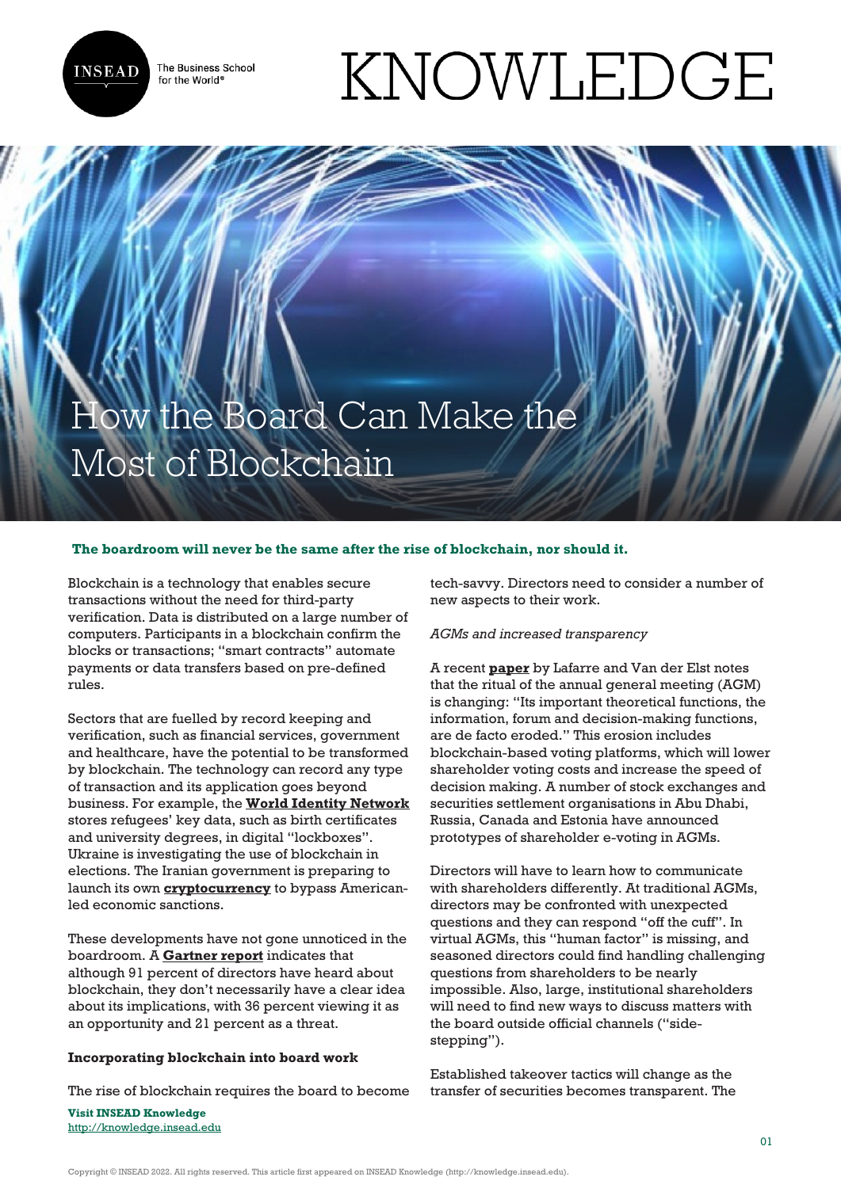# How the Board Can Make the Most of Blockchain

**The boardroom will never be the same after the rise of blockchain, nor should it.**

Blockchain is a technology that enables secure transactions without the need for third-party verification. Data is distributed on a large number of computers. Participants in a blockchain confirm the blocks or transactions; "smart contracts" automate payments or data transfers based on pre-defined rules.

Sectors that are fuelled by record keeping and verification, such as financial services, government and healthcare, have the potential to be transformed by blockchain. The technology can record any type of transaction and its application goes beyond business. For example, the **World Identity Network** stores refugees' key data, such as birth certificates and university degrees, in digital "lockboxes". Ukraine is investigating the use of blockchain in elections. The Iranian government is preparing to launch its own **cryptocurrency** to bypass American-led economic sanctions.

These developments have not gone unnoticed in the boardroom. A **Gartner report** indicates that although 91 percent of directors have heard about blockchain, they don't necessarily have a clear idea about its implications, with 36 percent viewing it as an opportunity and 21 percent as a threat.

**Incorporating blockchain into board work**

The rise of blockchain requires the board to become tech-savvy. Directors need to consider a number of new aspects to their work.

*AGMs and increased transparency*

A recent **paper** by Lafarre and Van der Elst notes that the ritual of the annual general meeting (AGM) is changing: "Its important theoretical functions, the information, forum and decision-making functions, are de facto eroded." This erosion includes blockchain-based voting platforms, which will lower shareholder voting costs and increase the speed of decision making. A number of stock exchanges and securities settlement organisations in Abu Dhabi, Russia, Canada and Estonia have announced prototypes of shareholder e-voting in AGMs.

Directors will have to learn how to communicate with shareholders differently. At traditional AGMs, directors may be confronted with unexpected questions and they can respond "off the cuff". In virtual AGMs, this "human factor" is missing, and seasoned directors could find handling challenging questions from shareholders to be nearly impossible. Also, large, institutional shareholders will need to find new ways to discuss matters with the board outside official channels ("side-stepping").

Established takeover tactics will change as the transfer of securities becomes transparent. The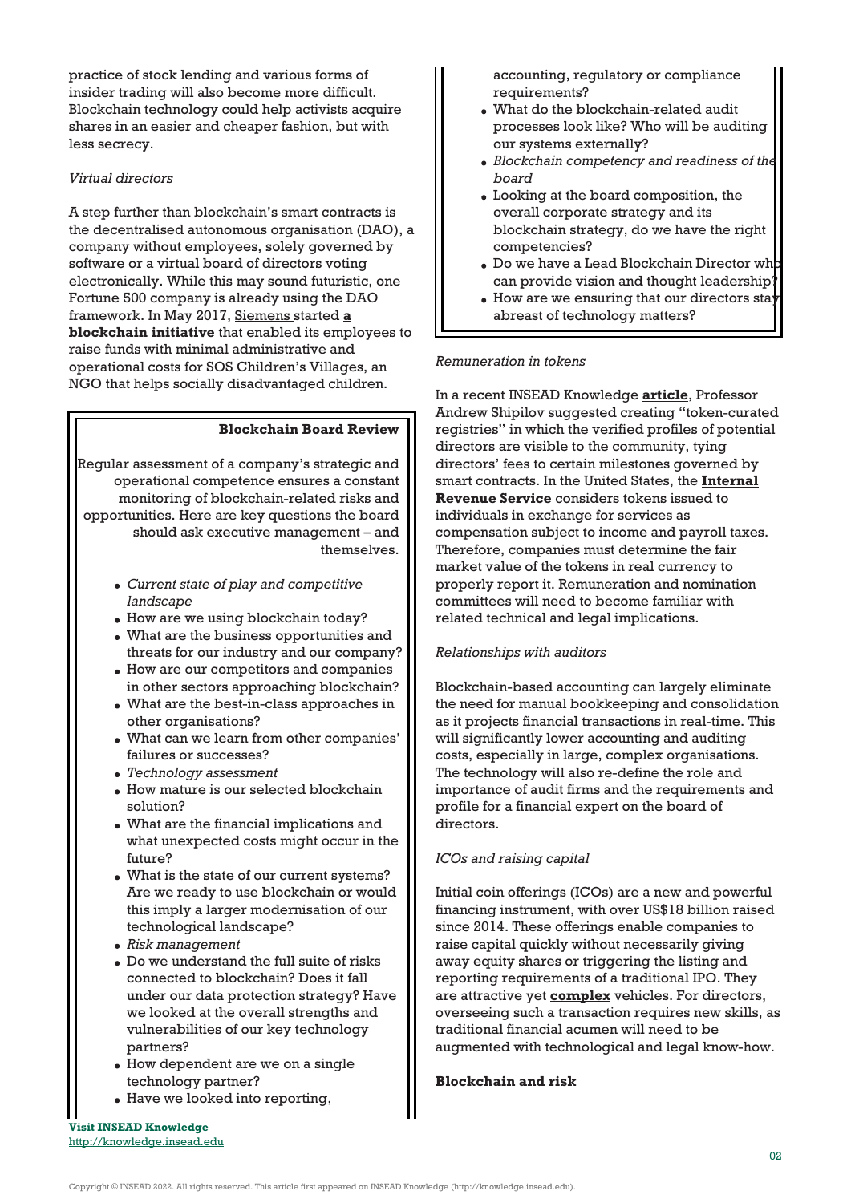practice of stock lending and various forms of insider trading will also become more difficult. Blockchain technology could help activists acquire shares in an easier and cheaper fashion, but with less secrecy.

*Virtual directors*

A step further than blockchain's smart contracts is the decentralised autonomous organisation (DAO), a company without employees, solely governed by software or a virtual board of directors voting electronically. While this may sound futuristic, one Fortune 500 company is already using the DAO framework. In May 2017, Siemens started **a blockchain initiative** that enabled its employees to raise funds with minimal administrative and operational costs for SOS Children's Villages, an NGO that helps socially disadvantaged children.

> **Blockchain Board Review**
>
> Regular assessment of a company's strategic and operational competence ensures a constant monitoring of blockchain-related risks and opportunities. Here are key questions the board should ask executive management – and themselves.
>
> - *Current state of play and competitive landscape*
> - How are we using blockchain today?
> - What are the business opportunities and threats for our industry and our company?
> - How are our competitors and companies in other sectors approaching blockchain?
> - What are the best-in-class approaches in other organisations?
> - What can we learn from other companies' failures or successes?
> - *Technology assessment*
> - How mature is our selected blockchain solution?
> - What are the financial implications and what unexpected costs might occur in the future?
> - What is the state of our current systems? Are we ready to use blockchain or would this imply a larger modernisation of our technological landscape?
> - *Risk management*
> - Do we understand the full suite of risks connected to blockchain? Does it fall under our data protection strategy? Have we looked at the overall strengths and vulnerabilities of our key technology partners?
> - How dependent are we on a single technology partner?
> - Have we looked into reporting, accounting, regulatory or compliance requirements?
> - What do the blockchain-related audit processes look like? Who will be auditing our systems externally?
> - *Blockchain competency and readiness of the board*
> - Looking at the board composition, the overall corporate strategy and its blockchain strategy, do we have the right competencies?
> - Do we have a Lead Blockchain Director who can provide vision and thought leadership?
> - How are we ensuring that our directors stay abreast of technology matters?

*Remuneration in tokens*

In a recent INSEAD Knowledge **article**, Professor Andrew Shipilov suggested creating "token-curated registries" in which the verified profiles of potential directors are visible to the community, tying directors' fees to certain milestones governed by smart contracts. In the United States, the **Internal Revenue Service** considers tokens issued to individuals in exchange for services as compensation subject to income and payroll taxes. Therefore, companies must determine the fair market value of the tokens in real currency to properly report it. Remuneration and nomination committees will need to become familiar with related technical and legal implications.

*Relationships with auditors*

Blockchain-based accounting can largely eliminate the need for manual bookkeeping and consolidation as it projects financial transactions in real-time. This will significantly lower accounting and auditing costs, especially in large, complex organisations. The technology will also re-define the role and importance of audit firms and the requirements and profile for a financial expert on the board of directors.

*ICOs and raising capital*

Initial coin offerings (ICOs) are a new and powerful financing instrument, with over US$18 billion raised since 2014. These offerings enable companies to raise capital quickly without necessarily giving away equity shares or triggering the listing and reporting requirements of a traditional IPO. They are attractive yet **complex** vehicles. For directors, overseeing such a transaction requires new skills, as traditional financial acumen will need to be augmented with technological and legal know-how.

**Blockchain and risk**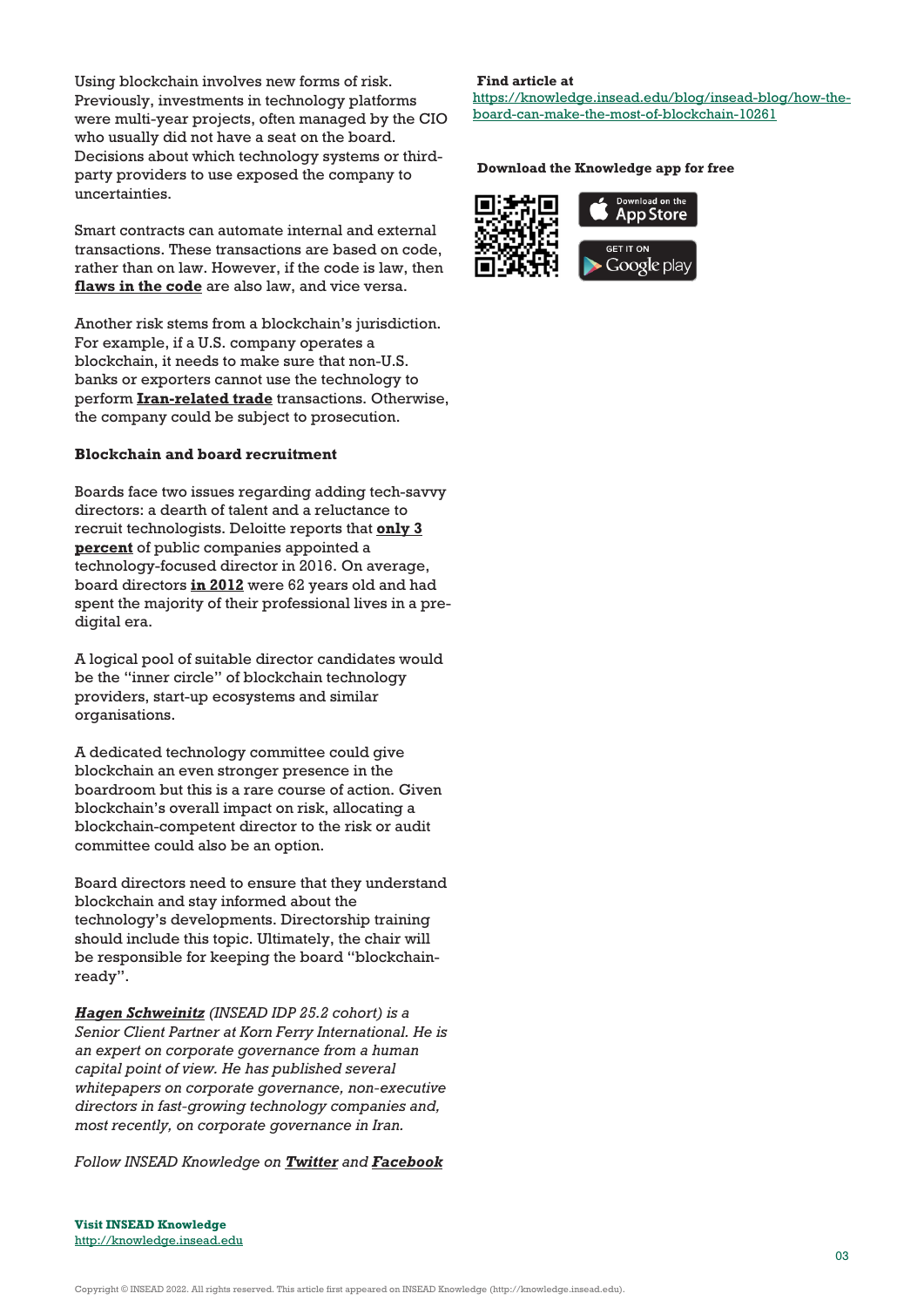Using blockchain involves new forms of risk. Previously, investments in technology platforms were multi-year projects, often managed by the CIO who usually did not have a seat on the board. Decisions about which technology systems or third-party providers to use exposed the company to uncertainties.

Smart contracts can automate internal and external transactions. These transactions are based on code, rather than on law. However, if the code is law, then **flaws in the code** are also law, and vice versa.

Another risk stems from a blockchain's jurisdiction. For example, if a U.S. company operates a blockchain, it needs to make sure that non-U.S. banks or exporters cannot use the technology to perform **Iran-related trade** transactions. Otherwise, the company could be subject to prosecution.

**Blockchain and board recruitment**

Boards face two issues regarding adding tech-savvy directors: a dearth of talent and a reluctance to recruit technologists. Deloitte reports that **only 3 percent** of public companies appointed a technology-focused director in 2016. On average, board directors **in 2012** were 62 years old and had spent the majority of their professional lives in a pre-digital era.

A logical pool of suitable director candidates would be the "inner circle" of blockchain technology providers, start-up ecosystems and similar organisations.

A dedicated technology committee could give blockchain an even stronger presence in the boardroom but this is a rare course of action. Given blockchain's overall impact on risk, allocating a blockchain-competent director to the risk or audit committee could also be an option.

Board directors need to ensure that they understand blockchain and stay informed about the technology's developments. Directorship training should include this topic. Ultimately, the chair will be responsible for keeping the board "blockchain-ready".

***Hagen Schweinitz*** *(INSEAD IDP 25.2 cohort) is a Senior Client Partner at Korn Ferry International. He is an expert on corporate governance from a human capital point of view. He has published several whitepapers on corporate governance, non-executive directors in fast-growing technology companies and, most recently, on corporate governance in Iran.*

*Follow INSEAD Knowledge on* ***Twitter*** *and* ***Facebook***

**Find article at**
https://knowledge.insead.edu/blog/insead-blog/how-the-board-can-make-the-most-of-blockchain-10261

**Download the Knowledge app for free**

Download on the App Store

GET IT ON Google play

**Visit INSEAD Knowledge**
http://knowledge.insead.edu

Copyright © INSEAD 2022. All rights reserved. This article first appeared on INSEAD Knowledge (http://knowledge.insead.edu).